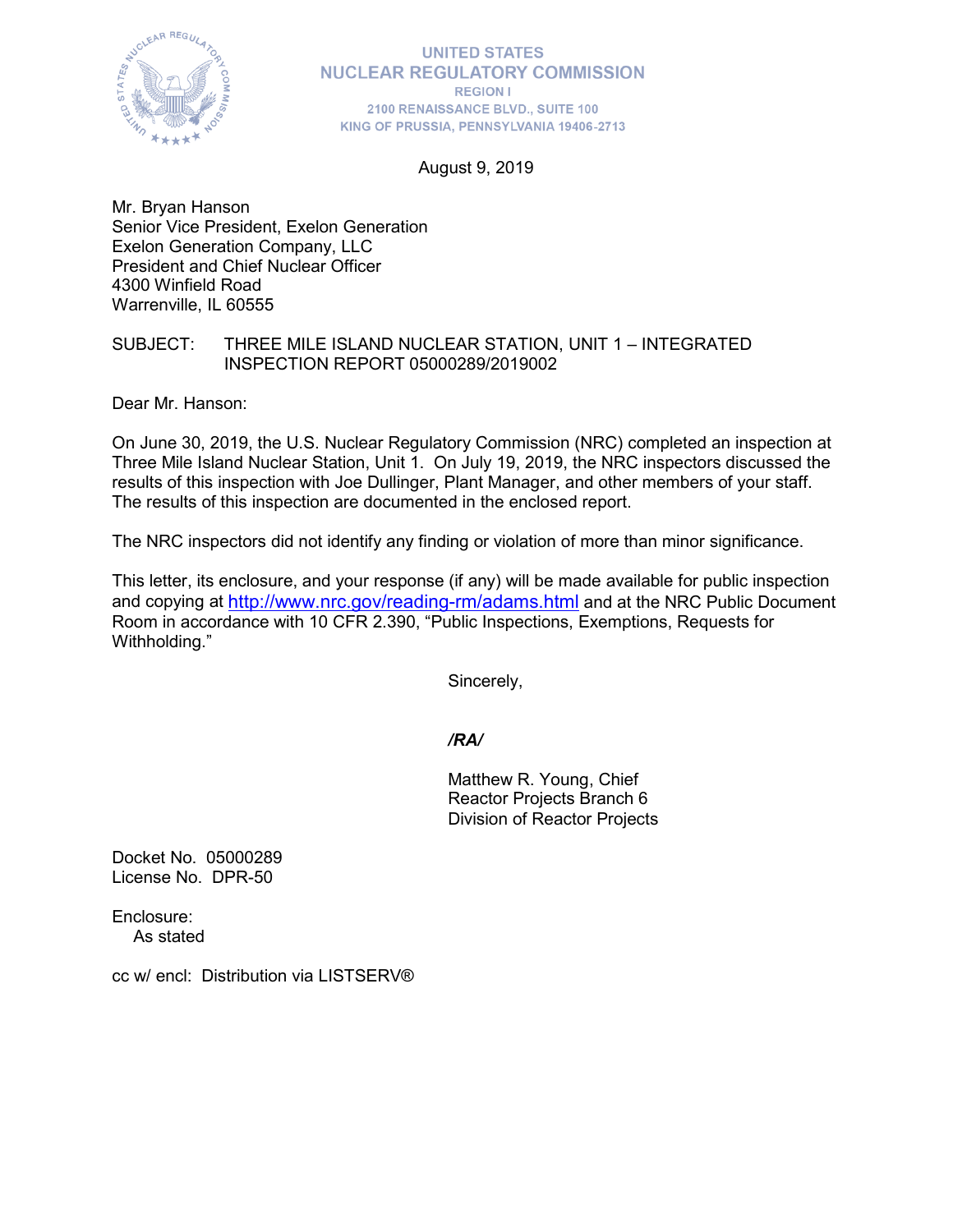UNITED STATES
NUCLEAR REGULATORY COMMISSION
REGION I
2100 RENAISSANCE BLVD., SUITE 100
KING OF PRUSSIA, PENNSYLVANIA 19406-2713

August 9, 2019

Mr. Bryan Hanson
Senior Vice President, Exelon Generation
Exelon Generation Company, LLC
President and Chief Nuclear Officer
4300 Winfield Road
Warrenville, IL 60555

SUBJECT: THREE MILE ISLAND NUCLEAR STATION, UNIT 1 – INTEGRATED INSPECTION REPORT 05000289/2019002

Dear Mr. Hanson:

On June 30, 2019, the U.S. Nuclear Regulatory Commission (NRC) completed an inspection at Three Mile Island Nuclear Station, Unit 1. On July 19, 2019, the NRC inspectors discussed the results of this inspection with Joe Dullinger, Plant Manager, and other members of your staff. The results of this inspection are documented in the enclosed report.

The NRC inspectors did not identify any finding or violation of more than minor significance.

This letter, its enclosure, and your response (if any) will be made available for public inspection and copying at http://www.nrc.gov/reading-rm/adams.html and at the NRC Public Document Room in accordance with 10 CFR 2.390, "Public Inspections, Exemptions, Requests for Withholding."

Sincerely,

*/RA/*

Matthew R. Young, Chief
Reactor Projects Branch 6
Division of Reactor Projects

Docket No. 05000289
License No. DPR-50

Enclosure:
As stated

cc w/ encl: Distribution via LISTSERV®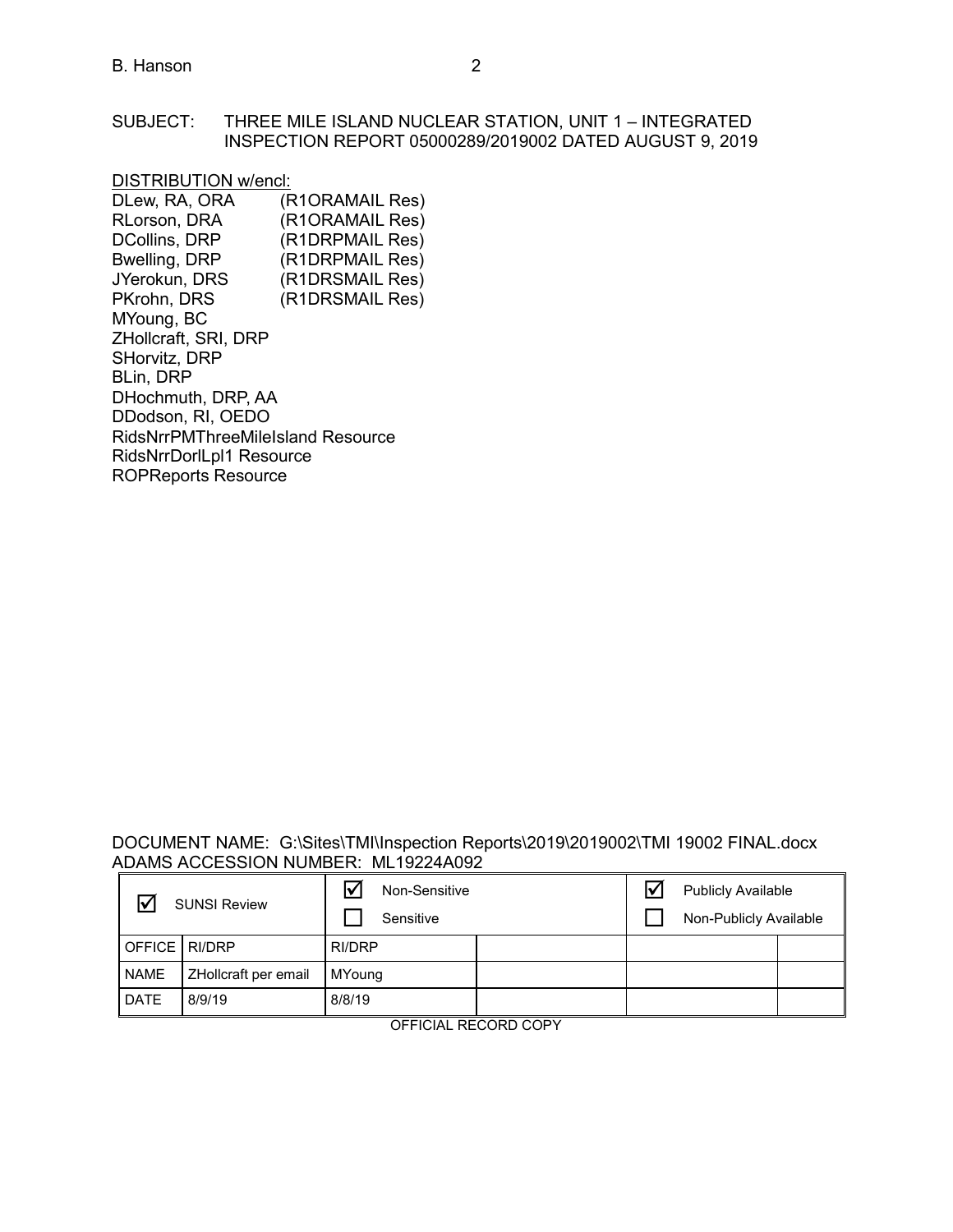SUBJECT: THREE MILE ISLAND NUCLEAR STATION, UNIT 1 – INTEGRATED INSPECTION REPORT 05000289/2019002 DATED AUGUST 9, 2019

DISTRIBUTION w/encl:

DLew, RA, ORA (R1ORAMAIL Res)
RLorson, DRA (R1ORAMAIL Res)
DCollins, DRP (R1DRPMAIL Res)
Bwelling, DRP (R1DRPMAIL Res)
JYerokun, DRS (R1DRSMAIL Res)
PKrohn, DRS (R1DRSMAIL Res)
MYoung, BC
ZHollcraft, SRI, DRP
SHorvitz, DRP
BLin, DRP
DHochmuth, DRP, AA
DDodson, RI, OEDO
RidsNrrPMThreeMileIsland Resource
RidsNrrDorlLpl1 Resource
ROPReports Resource

DOCUMENT NAME: G:\Sites\TMI\Inspection Reports\2019\2019002\TMI 19002 FINAL.docx
ADAMS ACCESSION NUMBER: ML19224A092

| ☑ SUNSI Review | | ☑ Non-Sensitive ☐ Sensitive | | ☑ Publicly Available ☐ Non-Publicly Available | |
|---|---|---|---|---|---|
| OFFICE | RI/DRP | RI/DRP | | | |
| NAME | ZHollcraft per email | MYoung | | | |
| DATE | 8/9/19 | 8/8/19 | | | |

OFFICIAL RECORD COPY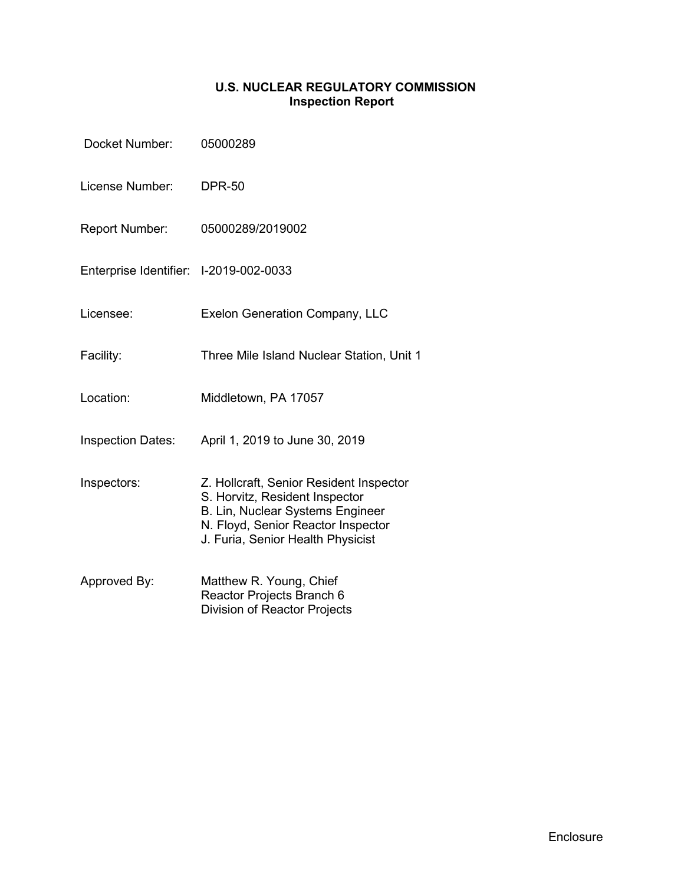**U.S. NUCLEAR REGULATORY COMMISSION**
**Inspection Report**

| | |
|---|---|
| Docket Number: | 05000289 |
| License Number: | DPR-50 |
| Report Number: | 05000289/2019002 |
| Enterprise Identifier: | I-2019-002-0033 |
| Licensee: | Exelon Generation Company, LLC |
| Facility: | Three Mile Island Nuclear Station, Unit 1 |
| Location: | Middletown, PA 17057 |
| Inspection Dates: | April 1, 2019 to June 30, 2019 |
| Inspectors: | Z. Hollcraft, Senior Resident Inspector<br>S. Horvitz, Resident Inspector<br>B. Lin, Nuclear Systems Engineer<br>N. Floyd, Senior Reactor Inspector<br>J. Furia, Senior Health Physicist |
| Approved By: | Matthew R. Young, Chief<br>Reactor Projects Branch 6<br>Division of Reactor Projects |

Enclosure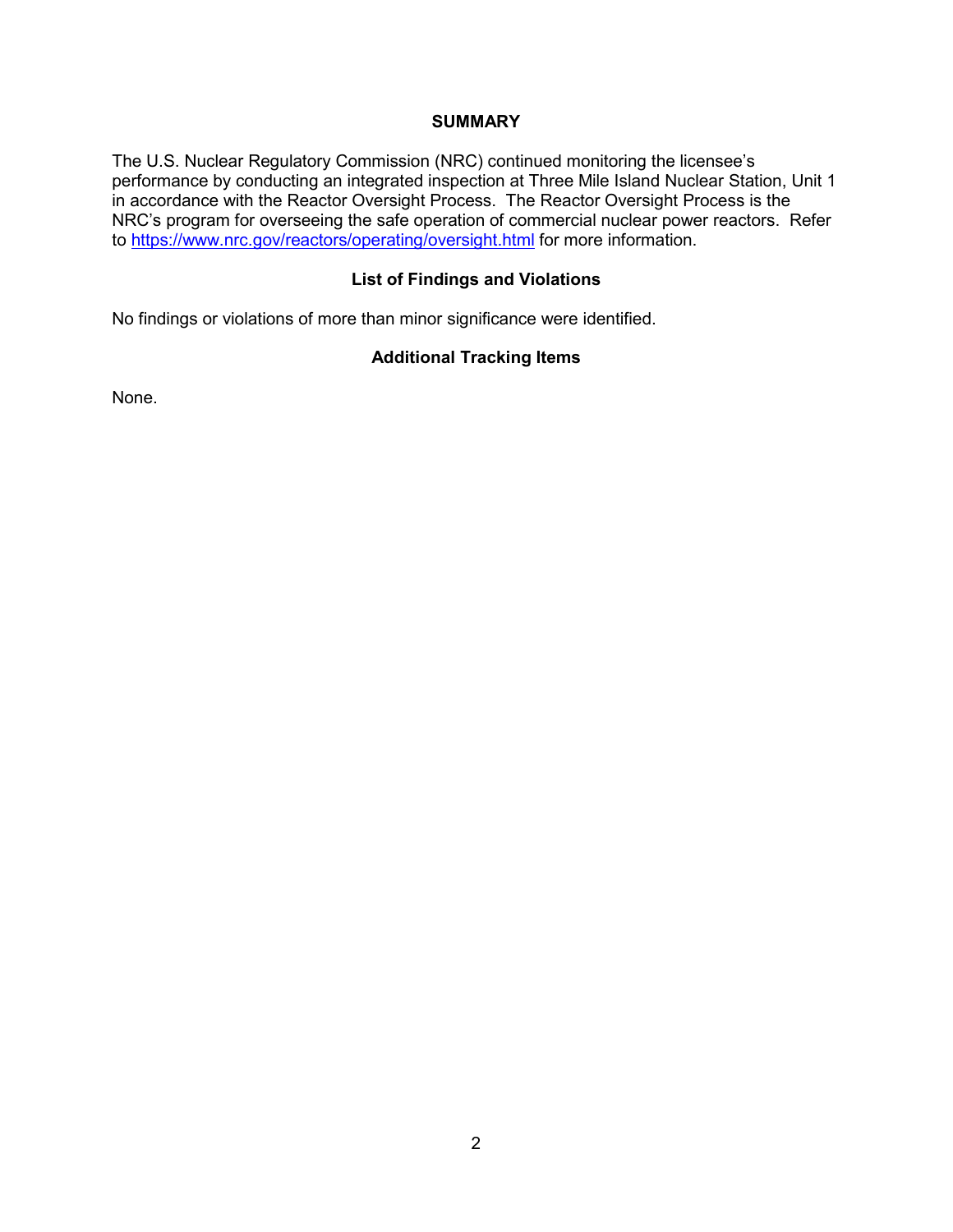## SUMMARY

The U.S. Nuclear Regulatory Commission (NRC) continued monitoring the licensee's performance by conducting an integrated inspection at Three Mile Island Nuclear Station, Unit 1 in accordance with the Reactor Oversight Process. The Reactor Oversight Process is the NRC's program for overseeing the safe operation of commercial nuclear power reactors. Refer to https://www.nrc.gov/reactors/operating/oversight.html for more information.

### List of Findings and Violations

No findings or violations of more than minor significance were identified.

### Additional Tracking Items

None.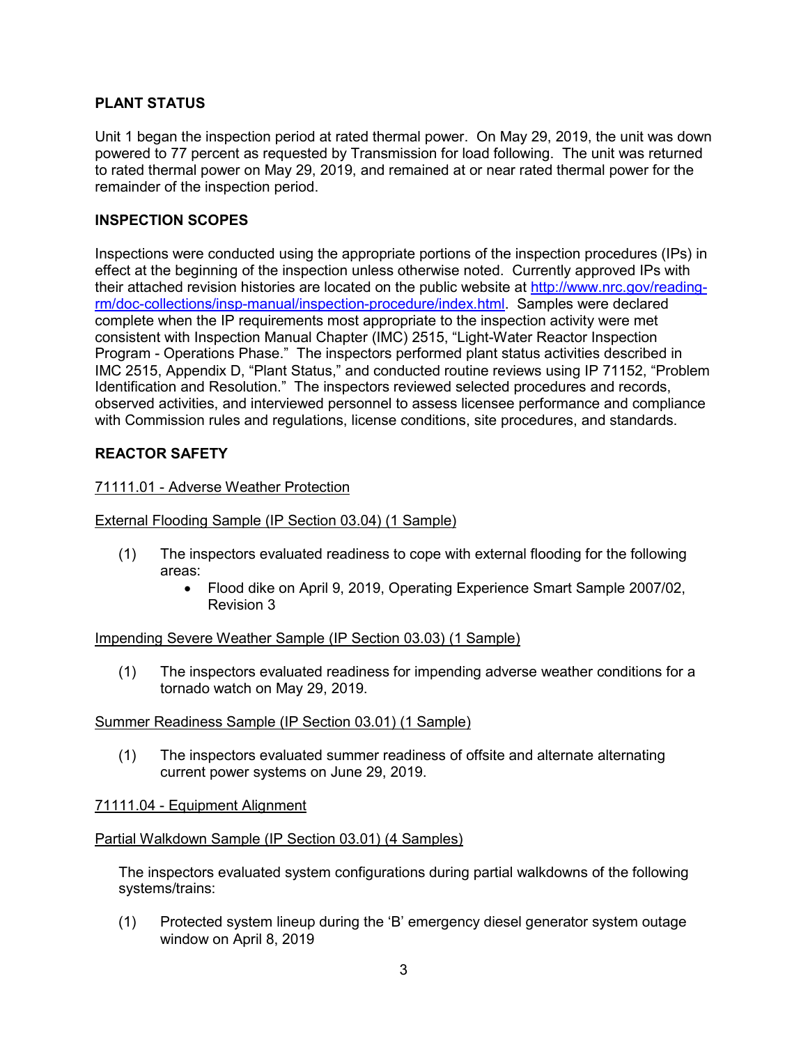## PLANT STATUS

Unit 1 began the inspection period at rated thermal power. On May 29, 2019, the unit was down powered to 77 percent as requested by Transmission for load following. The unit was returned to rated thermal power on May 29, 2019, and remained at or near rated thermal power for the remainder of the inspection period.

## INSPECTION SCOPES

Inspections were conducted using the appropriate portions of the inspection procedures (IPs) in effect at the beginning of the inspection unless otherwise noted. Currently approved IPs with their attached revision histories are located on the public website at http://www.nrc.gov/reading-rm/doc-collections/insp-manual/inspection-procedure/index.html. Samples were declared complete when the IP requirements most appropriate to the inspection activity were met consistent with Inspection Manual Chapter (IMC) 2515, "Light-Water Reactor Inspection Program - Operations Phase." The inspectors performed plant status activities described in IMC 2515, Appendix D, "Plant Status," and conducted routine reviews using IP 71152, "Problem Identification and Resolution." The inspectors reviewed selected procedures and records, observed activities, and interviewed personnel to assess licensee performance and compliance with Commission rules and regulations, license conditions, site procedures, and standards.

## REACTOR SAFETY

### 71111.01 - Adverse Weather Protection

#### External Flooding Sample (IP Section 03.04) (1 Sample)

(1) The inspectors evaluated readiness to cope with external flooding for the following areas:
- Flood dike on April 9, 2019, Operating Experience Smart Sample 2007/02, Revision 3

#### Impending Severe Weather Sample (IP Section 03.03) (1 Sample)

(1) The inspectors evaluated readiness for impending adverse weather conditions for a tornado watch on May 29, 2019.

#### Summer Readiness Sample (IP Section 03.01) (1 Sample)

(1) The inspectors evaluated summer readiness of offsite and alternate alternating current power systems on June 29, 2019.

### 71111.04 - Equipment Alignment

#### Partial Walkdown Sample (IP Section 03.01) (4 Samples)

The inspectors evaluated system configurations during partial walkdowns of the following systems/trains:

(1) Protected system lineup during the 'B' emergency diesel generator system outage window on April 8, 2019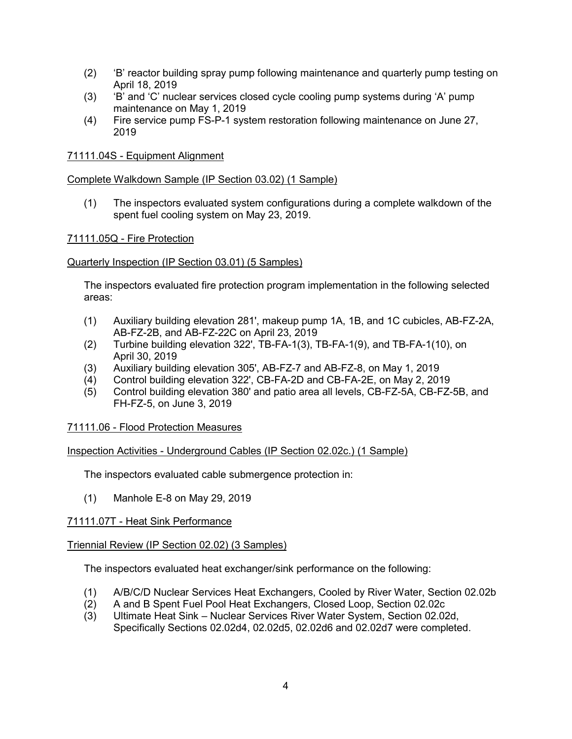(2) 'B' reactor building spray pump following maintenance and quarterly pump testing on April 18, 2019

(3) 'B' and 'C' nuclear services closed cycle cooling pump systems during 'A' pump maintenance on May 1, 2019

(4) Fire service pump FS-P-1 system restoration following maintenance on June 27, 2019

71111.04S - Equipment Alignment

Complete Walkdown Sample (IP Section 03.02) (1 Sample)

(1) The inspectors evaluated system configurations during a complete walkdown of the spent fuel cooling system on May 23, 2019.

71111.05Q - Fire Protection

Quarterly Inspection (IP Section 03.01) (5 Samples)

The inspectors evaluated fire protection program implementation in the following selected areas:

(1) Auxiliary building elevation 281', makeup pump 1A, 1B, and 1C cubicles, AB-FZ-2A, AB-FZ-2B, and AB-FZ-22C on April 23, 2019

(2) Turbine building elevation 322', TB-FA-1(3), TB-FA-1(9), and TB-FA-1(10), on April 30, 2019

(3) Auxiliary building elevation 305', AB-FZ-7 and AB-FZ-8, on May 1, 2019

(4) Control building elevation 322', CB-FA-2D and CB-FA-2E, on May 2, 2019

(5) Control building elevation 380' and patio area all levels, CB-FZ-5A, CB-FZ-5B, and FH-FZ-5, on June 3, 2019

71111.06 - Flood Protection Measures

Inspection Activities - Underground Cables (IP Section 02.02c.) (1 Sample)

The inspectors evaluated cable submergence protection in:

(1) Manhole E-8 on May 29, 2019

71111.07T - Heat Sink Performance

Triennial Review (IP Section 02.02) (3 Samples)

The inspectors evaluated heat exchanger/sink performance on the following:

(1) A/B/C/D Nuclear Services Heat Exchangers, Cooled by River Water, Section 02.02b

(2) A and B Spent Fuel Pool Heat Exchangers, Closed Loop, Section 02.02c

(3) Ultimate Heat Sink – Nuclear Services River Water System, Section 02.02d, Specifically Sections 02.02d4, 02.02d5, 02.02d6 and 02.02d7 were completed.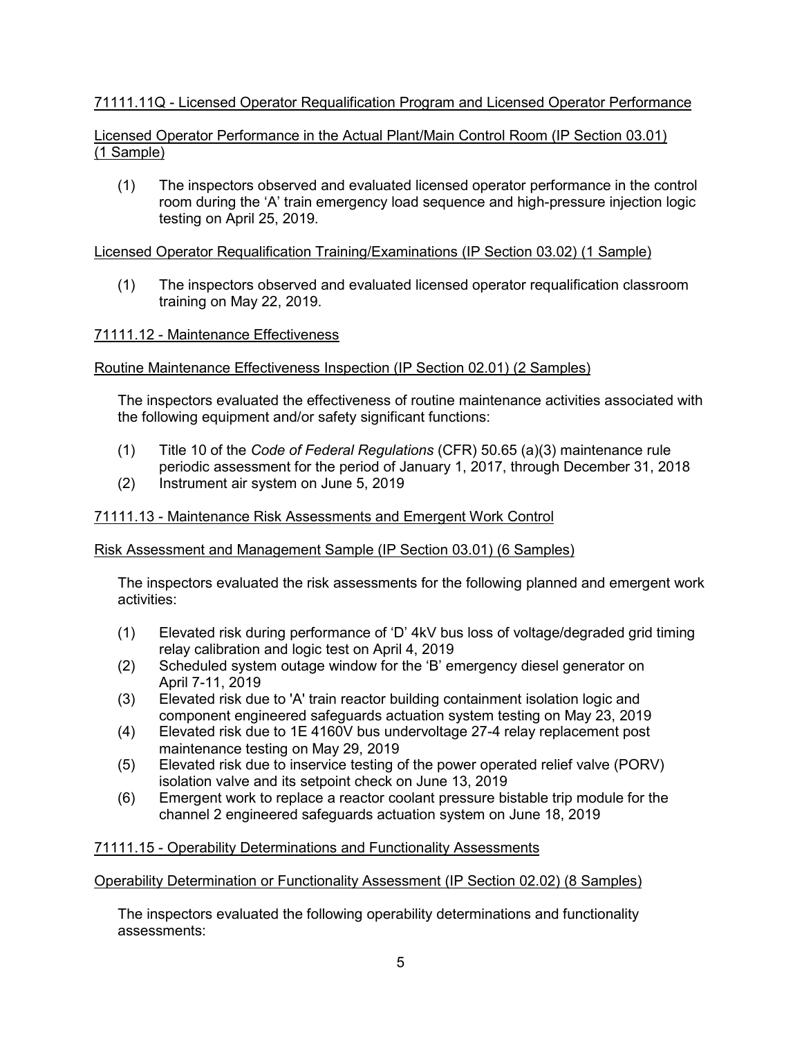71111.11Q - Licensed Operator Requalification Program and Licensed Operator Performance

Licensed Operator Performance in the Actual Plant/Main Control Room (IP Section 03.01) (1 Sample)

(1) The inspectors observed and evaluated licensed operator performance in the control room during the 'A' train emergency load sequence and high-pressure injection logic testing on April 25, 2019.

Licensed Operator Requalification Training/Examinations (IP Section 03.02) (1 Sample)

(1) The inspectors observed and evaluated licensed operator requalification classroom training on May 22, 2019.

71111.12 - Maintenance Effectiveness

Routine Maintenance Effectiveness Inspection (IP Section 02.01) (2 Samples)

The inspectors evaluated the effectiveness of routine maintenance activities associated with the following equipment and/or safety significant functions:

(1) Title 10 of the *Code of Federal Regulations* (CFR) 50.65 (a)(3) maintenance rule periodic assessment for the period of January 1, 2017, through December 31, 2018
(2) Instrument air system on June 5, 2019

71111.13 - Maintenance Risk Assessments and Emergent Work Control

Risk Assessment and Management Sample (IP Section 03.01) (6 Samples)

The inspectors evaluated the risk assessments for the following planned and emergent work activities:

(1) Elevated risk during performance of 'D' 4kV bus loss of voltage/degraded grid timing relay calibration and logic test on April 4, 2019
(2) Scheduled system outage window for the 'B' emergency diesel generator on April 7-11, 2019
(3) Elevated risk due to 'A' train reactor building containment isolation logic and component engineered safeguards actuation system testing on May 23, 2019
(4) Elevated risk due to 1E 4160V bus undervoltage 27-4 relay replacement post maintenance testing on May 29, 2019
(5) Elevated risk due to inservice testing of the power operated relief valve (PORV) isolation valve and its setpoint check on June 13, 2019
(6) Emergent work to replace a reactor coolant pressure bistable trip module for the channel 2 engineered safeguards actuation system on June 18, 2019

71111.15 - Operability Determinations and Functionality Assessments

Operability Determination or Functionality Assessment (IP Section 02.02) (8 Samples)

The inspectors evaluated the following operability determinations and functionality assessments: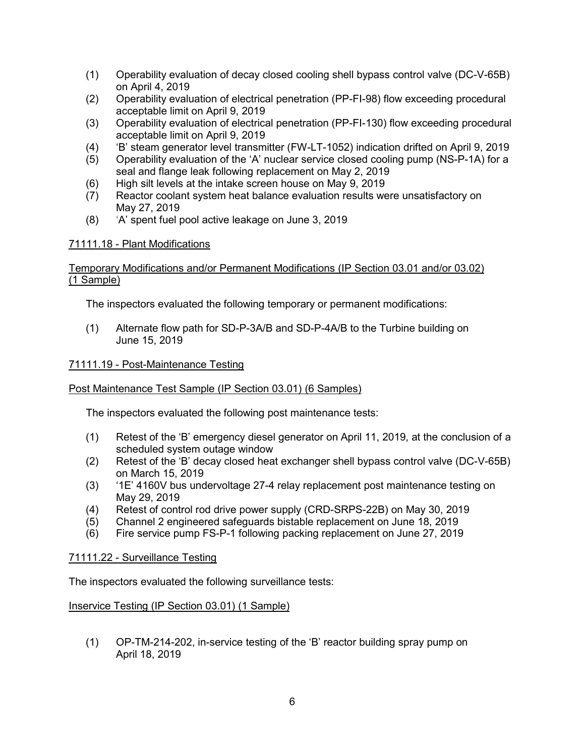(1) Operability evaluation of decay closed cooling shell bypass control valve (DC-V-65B) on April 4, 2019
(2) Operability evaluation of electrical penetration (PP-FI-98) flow exceeding procedural acceptable limit on April 9, 2019
(3) Operability evaluation of electrical penetration (PP-FI-130) flow exceeding procedural acceptable limit on April 9, 2019
(4) 'B' steam generator level transmitter (FW-LT-1052) indication drifted on April 9, 2019
(5) Operability evaluation of the 'A' nuclear service closed cooling pump (NS-P-1A) for a seal and flange leak following replacement on May 2, 2019
(6) High silt levels at the intake screen house on May 9, 2019
(7) Reactor coolant system heat balance evaluation results were unsatisfactory on May 27, 2019
(8) 'A' spent fuel pool active leakage on June 3, 2019

<u>71111.18 - Plant Modifications</u>

<u>Temporary Modifications and/or Permanent Modifications (IP Section 03.01 and/or 03.02) (1 Sample)</u>

The inspectors evaluated the following temporary or permanent modifications:

(1) Alternate flow path for SD-P-3A/B and SD-P-4A/B to the Turbine building on June 15, 2019

<u>71111.19 - Post-Maintenance Testing</u>

<u>Post Maintenance Test Sample (IP Section 03.01) (6 Samples)</u>

The inspectors evaluated the following post maintenance tests:

(1) Retest of the 'B' emergency diesel generator on April 11, 2019, at the conclusion of a scheduled system outage window
(2) Retest of the 'B' decay closed heat exchanger shell bypass control valve (DC-V-65B) on March 15, 2019
(3) '1E' 4160V bus undervoltage 27-4 relay replacement post maintenance testing on May 29, 2019
(4) Retest of control rod drive power supply (CRD-SRPS-22B) on May 30, 2019
(5) Channel 2 engineered safeguards bistable replacement on June 18, 2019
(6) Fire service pump FS-P-1 following packing replacement on June 27, 2019

<u>71111.22 - Surveillance Testing</u>

The inspectors evaluated the following surveillance tests:

<u>Inservice Testing (IP Section 03.01) (1 Sample)</u>

(1) OP-TM-214-202, in-service testing of the 'B' reactor building spray pump on April 18, 2019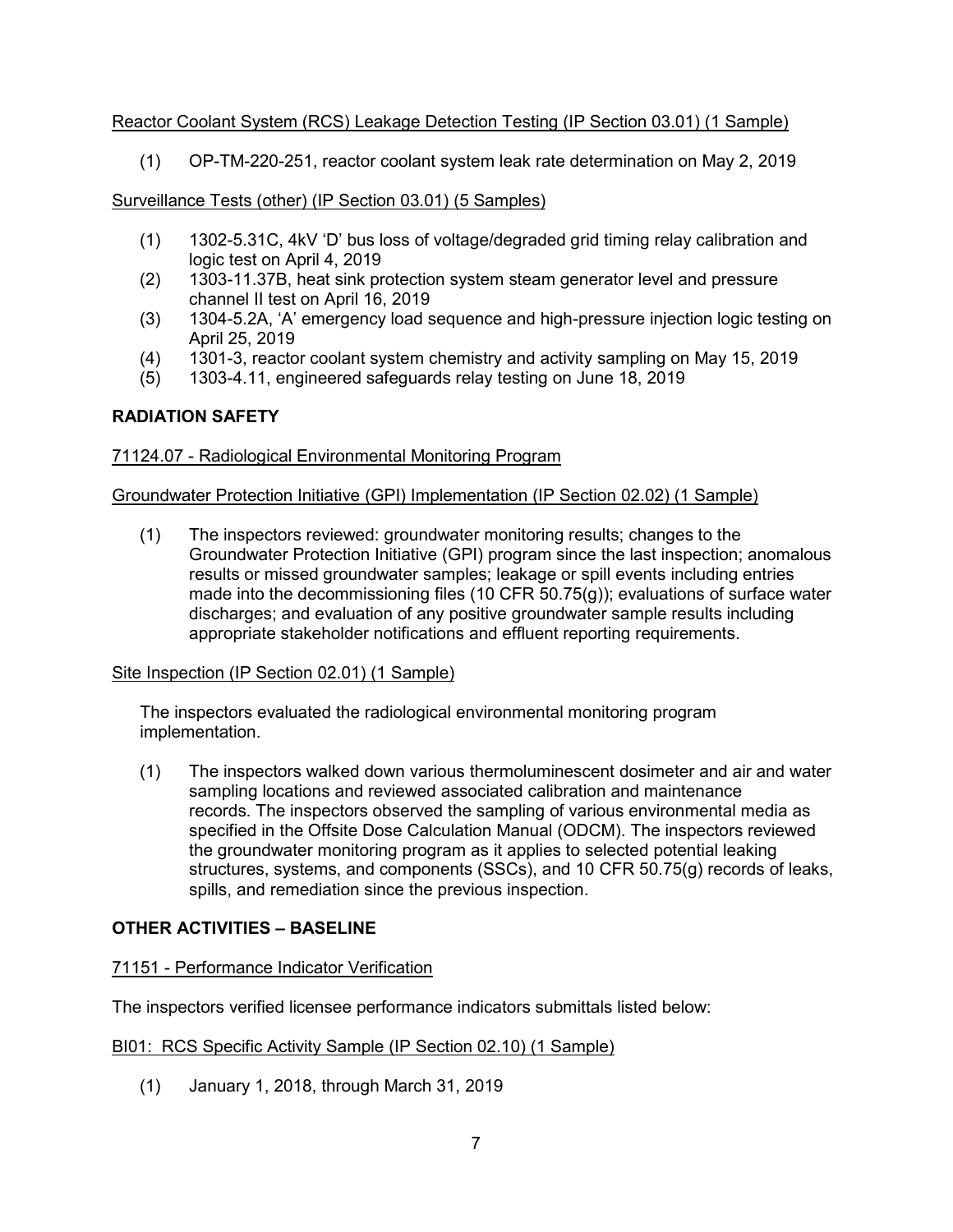Reactor Coolant System (RCS) Leakage Detection Testing (IP Section 03.01) (1 Sample)

(1) OP-TM-220-251, reactor coolant system leak rate determination on May 2, 2019

Surveillance Tests (other) (IP Section 03.01) (5 Samples)

(1) 1302-5.31C, 4kV 'D' bus loss of voltage/degraded grid timing relay calibration and logic test on April 4, 2019
(2) 1303-11.37B, heat sink protection system steam generator level and pressure channel II test on April 16, 2019
(3) 1304-5.2A, 'A' emergency load sequence and high-pressure injection logic testing on April 25, 2019
(4) 1301-3, reactor coolant system chemistry and activity sampling on May 15, 2019
(5) 1303-4.11, engineered safeguards relay testing on June 18, 2019

## RADIATION SAFETY

71124.07 - Radiological Environmental Monitoring Program

Groundwater Protection Initiative (GPI) Implementation (IP Section 02.02) (1 Sample)

(1) The inspectors reviewed: groundwater monitoring results; changes to the Groundwater Protection Initiative (GPI) program since the last inspection; anomalous results or missed groundwater samples; leakage or spill events including entries made into the decommissioning files (10 CFR 50.75(g)); evaluations of surface water discharges; and evaluation of any positive groundwater sample results including appropriate stakeholder notifications and effluent reporting requirements.

Site Inspection (IP Section 02.01) (1 Sample)

The inspectors evaluated the radiological environmental monitoring program implementation.

(1) The inspectors walked down various thermoluminescent dosimeter and air and water sampling locations and reviewed associated calibration and maintenance records. The inspectors observed the sampling of various environmental media as specified in the Offsite Dose Calculation Manual (ODCM). The inspectors reviewed the groundwater monitoring program as it applies to selected potential leaking structures, systems, and components (SSCs), and 10 CFR 50.75(g) records of leaks, spills, and remediation since the previous inspection.

## OTHER ACTIVITIES – BASELINE

71151 - Performance Indicator Verification

The inspectors verified licensee performance indicators submittals listed below:

BI01: RCS Specific Activity Sample (IP Section 02.10) (1 Sample)

(1) January 1, 2018, through March 31, 2019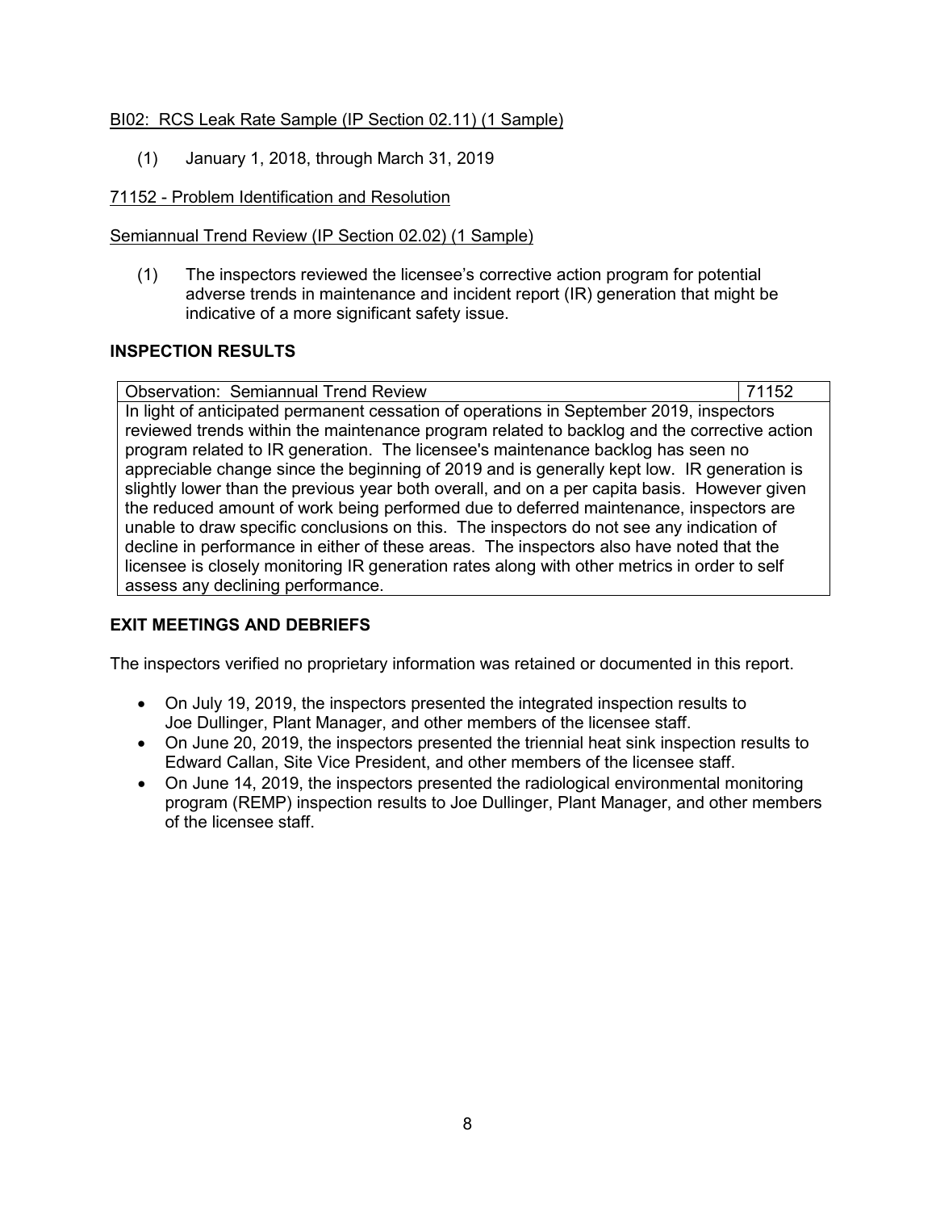BI02: RCS Leak Rate Sample (IP Section 02.11) (1 Sample)

(1) January 1, 2018, through March 31, 2019

71152 - Problem Identification and Resolution

Semiannual Trend Review (IP Section 02.02) (1 Sample)

(1) The inspectors reviewed the licensee's corrective action program for potential adverse trends in maintenance and incident report (IR) generation that might be indicative of a more significant safety issue.

## INSPECTION RESULTS

| Observation: Semiannual Trend Review | 71152 |
|---|---|
| In light of anticipated permanent cessation of operations in September 2019, inspectors reviewed trends within the maintenance program related to backlog and the corrective action program related to IR generation. The licensee's maintenance backlog has seen no appreciable change since the beginning of 2019 and is generally kept low. IR generation is slightly lower than the previous year both overall, and on a per capita basis. However given the reduced amount of work being performed due to deferred maintenance, inspectors are unable to draw specific conclusions on this. The inspectors do not see any indication of decline in performance in either of these areas. The inspectors also have noted that the licensee is closely monitoring IR generation rates along with other metrics in order to self assess any declining performance. | |

## EXIT MEETINGS AND DEBRIEFS

The inspectors verified no proprietary information was retained or documented in this report.

- On July 19, 2019, the inspectors presented the integrated inspection results to Joe Dullinger, Plant Manager, and other members of the licensee staff.
- On June 20, 2019, the inspectors presented the triennial heat sink inspection results to Edward Callan, Site Vice President, and other members of the licensee staff.
- On June 14, 2019, the inspectors presented the radiological environmental monitoring program (REMP) inspection results to Joe Dullinger, Plant Manager, and other members of the licensee staff.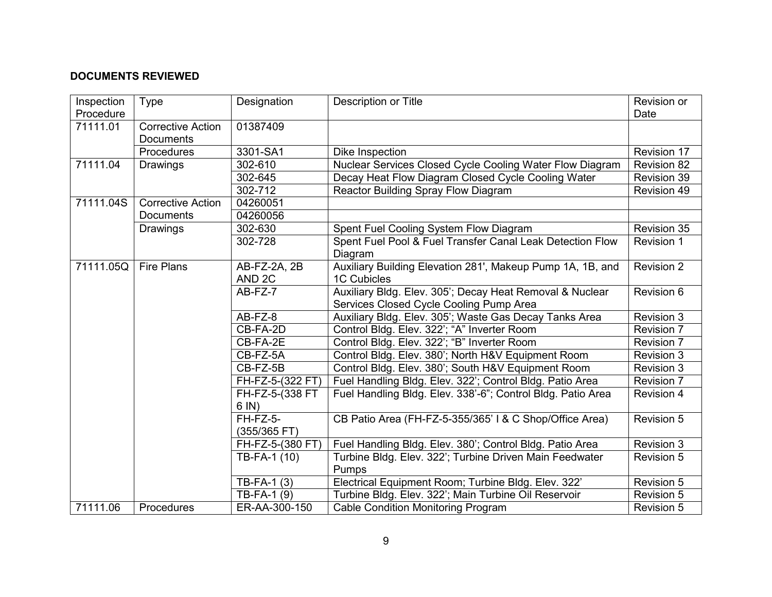**DOCUMENTS REVIEWED**

| Inspection Procedure | Type | Designation | Description or Title | Revision or Date |
|---|---|---|---|---|
| 71111.01 | Corrective Action Documents | 01387409 | | |
| | Procedures | 3301-SA1 | Dike Inspection | Revision 17 |
| 71111.04 | Drawings | 302-610 | Nuclear Services Closed Cycle Cooling Water Flow Diagram | Revision 82 |
| | | 302-645 | Decay Heat Flow Diagram Closed Cycle Cooling Water | Revision 39 |
| | | 302-712 | Reactor Building Spray Flow Diagram | Revision 49 |
| 71111.04S | Corrective Action Documents | 04260051 | | |
| | | 04260056 | | |
| | Drawings | 302-630 | Spent Fuel Cooling System Flow Diagram | Revision 35 |
| | | 302-728 | Spent Fuel Pool & Fuel Transfer Canal Leak Detection Flow Diagram | Revision 1 |
| 71111.05Q | Fire Plans | AB-FZ-2A, 2B AND 2C | Auxiliary Building Elevation 281', Makeup Pump 1A, 1B, and 1C Cubicles | Revision 2 |
| | | AB-FZ-7 | Auxiliary Bldg. Elev. 305'; Decay Heat Removal & Nuclear Services Closed Cycle Cooling Pump Area | Revision 6 |
| | | AB-FZ-8 | Auxiliary Bldg. Elev. 305'; Waste Gas Decay Tanks Area | Revision 3 |
| | | CB-FA-2D | Control Bldg. Elev. 322'; "A" Inverter Room | Revision 7 |
| | | CB-FA-2E | Control Bldg. Elev. 322'; "B" Inverter Room | Revision 7 |
| | | CB-FZ-5A | Control Bldg. Elev. 380'; North H&V Equipment Room | Revision 3 |
| | | CB-FZ-5B | Control Bldg. Elev. 380'; South H&V Equipment Room | Revision 3 |
| | | FH-FZ-5-(322 FT) | Fuel Handling Bldg. Elev. 322'; Control Bldg. Patio Area | Revision 7 |
| | | FH-FZ-5-(338 FT 6 IN) | Fuel Handling Bldg. Elev. 338'-6"; Control Bldg. Patio Area | Revision 4 |
| | | FH-FZ-5-(355/365 FT) | CB Patio Area (FH-FZ-5-355/365' I & C Shop/Office Area) | Revision 5 |
| | | FH-FZ-5-(380 FT) | Fuel Handling Bldg. Elev. 380'; Control Bldg. Patio Area | Revision 3 |
| | | TB-FA-1 (10) | Turbine Bldg. Elev. 322'; Turbine Driven Main Feedwater Pumps | Revision 5 |
| | | TB-FA-1 (3) | Electrical Equipment Room; Turbine Bldg. Elev. 322' | Revision 5 |
| | | TB-FA-1 (9) | Turbine Bldg. Elev. 322'; Main Turbine Oil Reservoir | Revision 5 |
| 71111.06 | Procedures | ER-AA-300-150 | Cable Condition Monitoring Program | Revision 5 |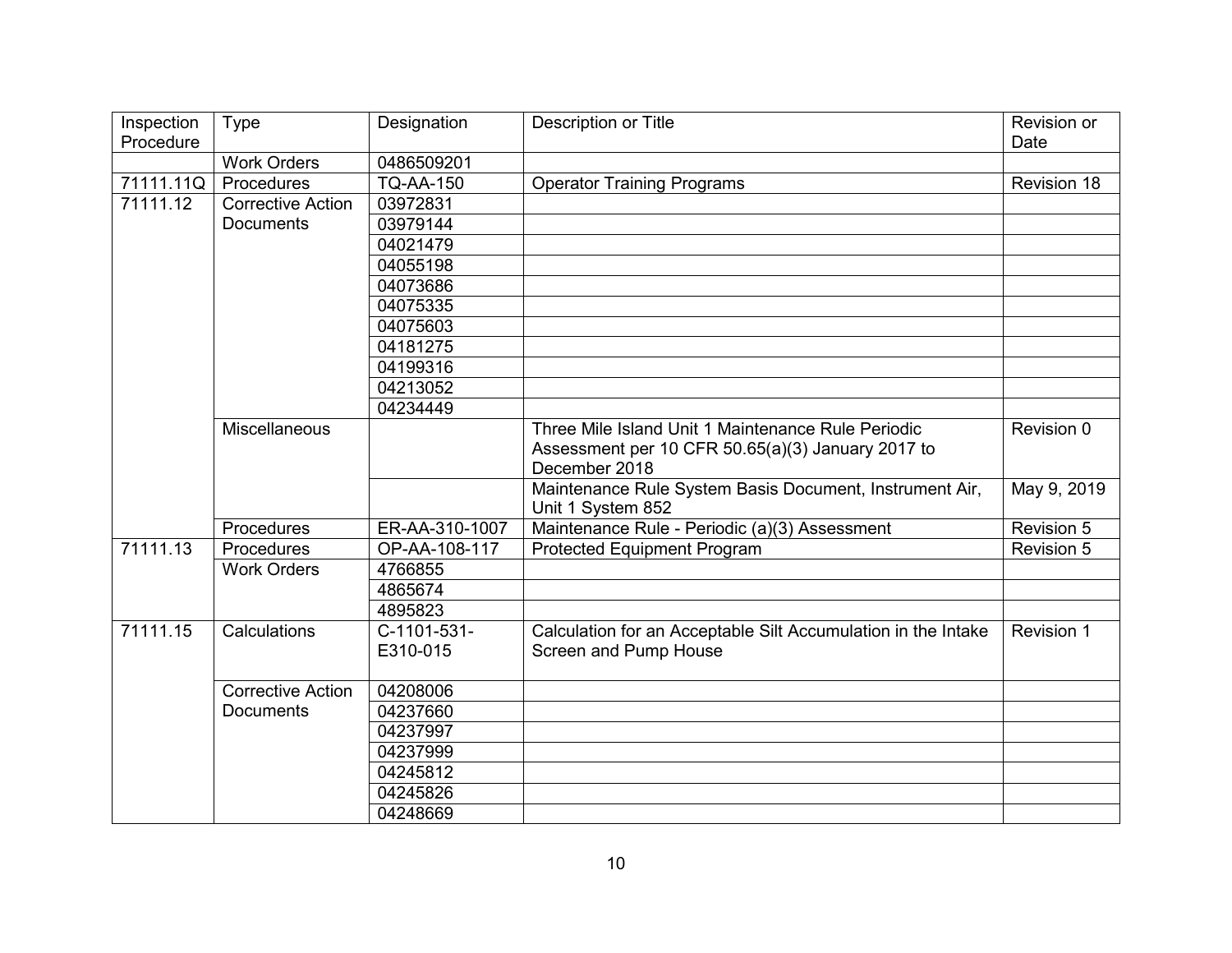| Inspection Procedure | Type | Designation | Description or Title | Revision or Date |
|---|---|---|---|---|
| | Work Orders | 0486509201 | | |
| 71111.11Q | Procedures | TQ-AA-150 | Operator Training Programs | Revision 18 |
| 71111.12 | Corrective Action Documents | 03972831 | | |
| | | 03979144 | | |
| | | 04021479 | | |
| | | 04055198 | | |
| | | 04073686 | | |
| | | 04075335 | | |
| | | 04075603 | | |
| | | 04181275 | | |
| | | 04199316 | | |
| | | 04213052 | | |
| | | 04234449 | | |
| | Miscellaneous | | Three Mile Island Unit 1 Maintenance Rule Periodic Assessment per 10 CFR 50.65(a)(3) January 2017 to December 2018 | Revision 0 |
| | | | Maintenance Rule System Basis Document, Instrument Air, Unit 1 System 852 | May 9, 2019 |
| | Procedures | ER-AA-310-1007 | Maintenance Rule - Periodic (a)(3) Assessment | Revision 5 |
| 71111.13 | Procedures | OP-AA-108-117 | Protected Equipment Program | Revision 5 |
| | Work Orders | 4766855 | | |
| | | 4865674 | | |
| | | 4895823 | | |
| 71111.15 | Calculations | C-1101-531-E310-015 | Calculation for an Acceptable Silt Accumulation in the Intake Screen and Pump House | Revision 1 |
| | Corrective Action Documents | 04208006 | | |
| | | 04237660 | | |
| | | 04237997 | | |
| | | 04237999 | | |
| | | 04245812 | | |
| | | 04245826 | | |
| | | 04248669 | | |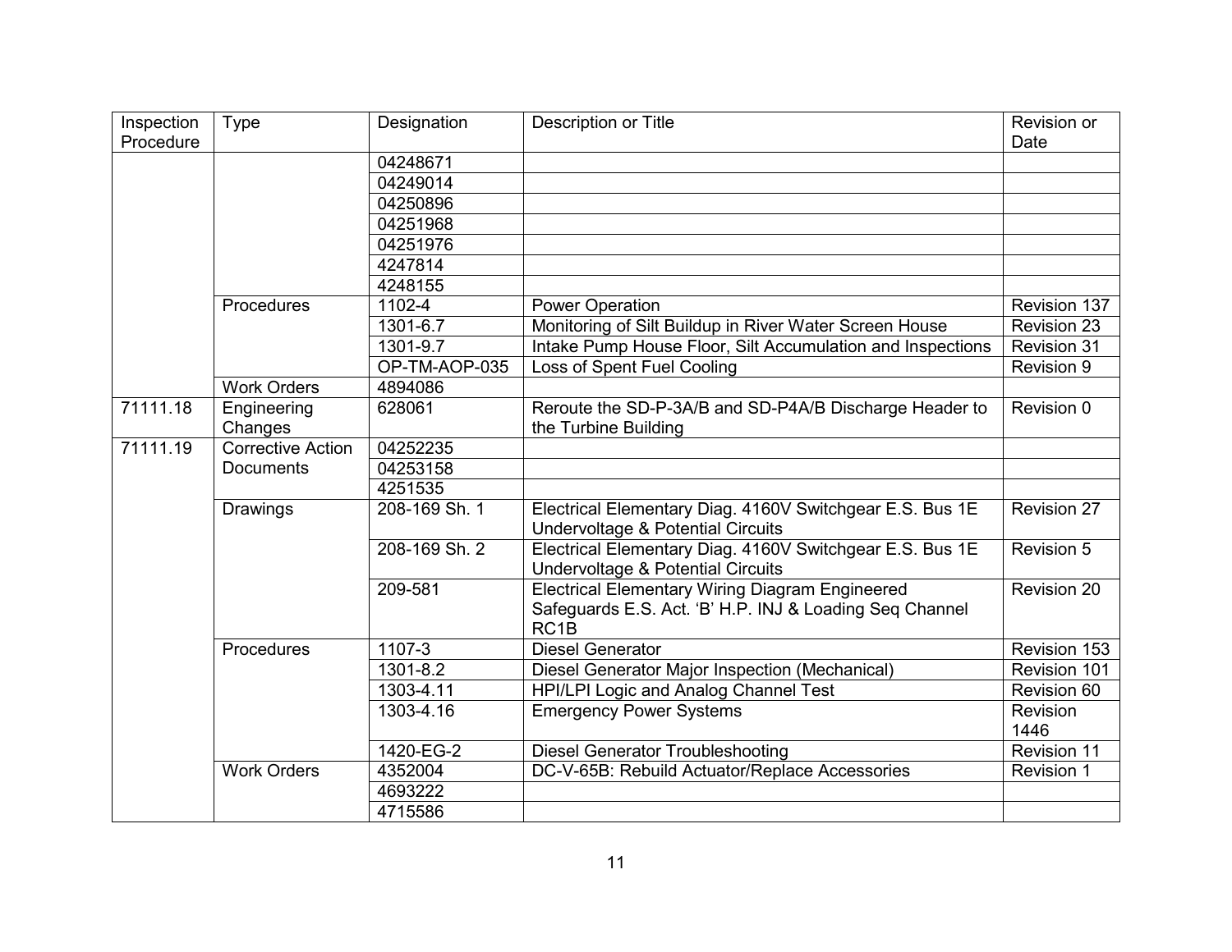| Inspection Procedure | Type | Designation | Description or Title | Revision or Date |
|---|---|---|---|---|
| | | 04248671 | | |
| | | 04249014 | | |
| | | 04250896 | | |
| | | 04251968 | | |
| | | 04251976 | | |
| | | 4247814 | | |
| | | 4248155 | | |
| | Procedures | 1102-4 | Power Operation | Revision 137 |
| | | 1301-6.7 | Monitoring of Silt Buildup in River Water Screen House | Revision 23 |
| | | 1301-9.7 | Intake Pump House Floor, Silt Accumulation and Inspections | Revision 31 |
| | | OP-TM-AOP-035 | Loss of Spent Fuel Cooling | Revision 9 |
| | Work Orders | 4894086 | | |
| 71111.18 | Engineering Changes | 628061 | Reroute the SD-P-3A/B and SD-P4A/B Discharge Header to the Turbine Building | Revision 0 |
| 71111.19 | Corrective Action Documents | 04252235 | | |
| | | 04253158 | | |
| | | 4251535 | | |
| | Drawings | 208-169 Sh. 1 | Electrical Elementary Diag. 4160V Switchgear E.S. Bus 1E Undervoltage & Potential Circuits | Revision 27 |
| | | 208-169 Sh. 2 | Electrical Elementary Diag. 4160V Switchgear E.S. Bus 1E Undervoltage & Potential Circuits | Revision 5 |
| | | 209-581 | Electrical Elementary Wiring Diagram Engineered Safeguards E.S. Act. 'B' H.P. INJ & Loading Seq Channel RC1B | Revision 20 |
| | Procedures | 1107-3 | Diesel Generator | Revision 153 |
| | | 1301-8.2 | Diesel Generator Major Inspection (Mechanical) | Revision 101 |
| | | 1303-4.11 | HPI/LPI Logic and Analog Channel Test | Revision 60 |
| | | 1303-4.16 | Emergency Power Systems | Revision 1446 |
| | | 1420-EG-2 | Diesel Generator Troubleshooting | Revision 11 |
| | Work Orders | 4352004 | DC-V-65B: Rebuild Actuator/Replace Accessories | Revision 1 |
| | | 4693222 | | |
| | | 4715586 | | |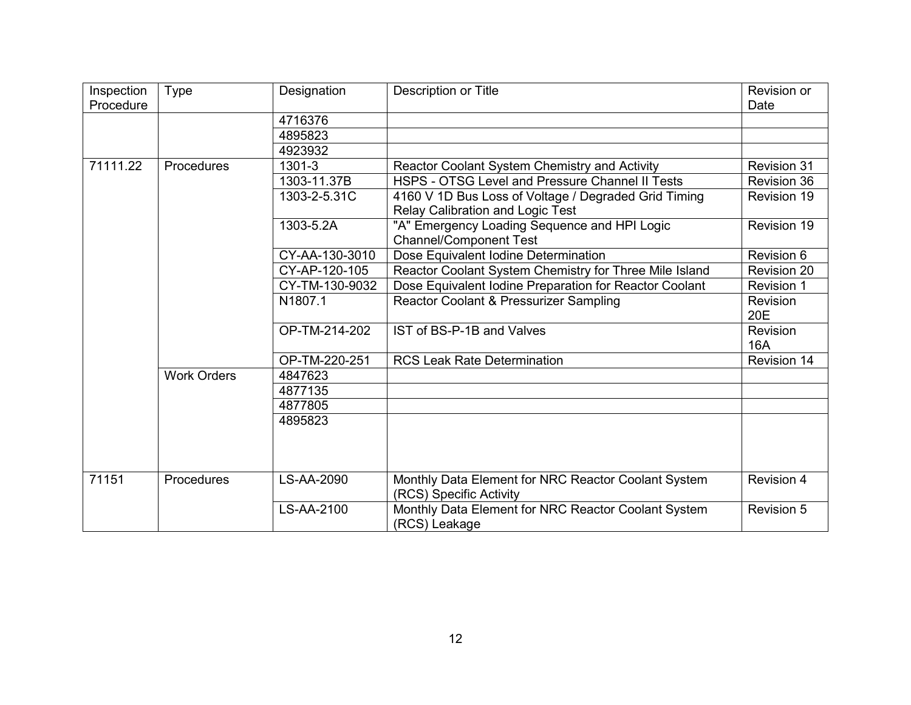| Inspection Procedure | Type | Designation | Description or Title | Revision or Date |
|---|---|---|---|---|
| | | 4716376 | | |
| | | 4895823 | | |
| | | 4923932 | | |
| 71111.22 | Procedures | 1301-3 | Reactor Coolant System Chemistry and Activity | Revision 31 |
| | | 1303-11.37B | HSPS - OTSG Level and Pressure Channel II Tests | Revision 36 |
| | | 1303-2-5.31C | 4160 V 1D Bus Loss of Voltage / Degraded Grid Timing Relay Calibration and Logic Test | Revision 19 |
| | | 1303-5.2A | "A" Emergency Loading Sequence and HPI Logic Channel/Component Test | Revision 19 |
| | | CY-AA-130-3010 | Dose Equivalent Iodine Determination | Revision 6 |
| | | CY-AP-120-105 | Reactor Coolant System Chemistry for Three Mile Island | Revision 20 |
| | | CY-TM-130-9032 | Dose Equivalent Iodine Preparation for Reactor Coolant | Revision 1 |
| | | N1807.1 | Reactor Coolant & Pressurizer Sampling | Revision 20E |
| | | OP-TM-214-202 | IST of BS-P-1B and Valves | Revision 16A |
| | | OP-TM-220-251 | RCS Leak Rate Determination | Revision 14 |
| | Work Orders | 4847623 | | |
| | | 4877135 | | |
| | | 4877805 | | |
| | | 4895823 | | |
| 71151 | Procedures | LS-AA-2090 | Monthly Data Element for NRC Reactor Coolant System (RCS) Specific Activity | Revision 4 |
| | | LS-AA-2100 | Monthly Data Element for NRC Reactor Coolant System (RCS) Leakage | Revision 5 |